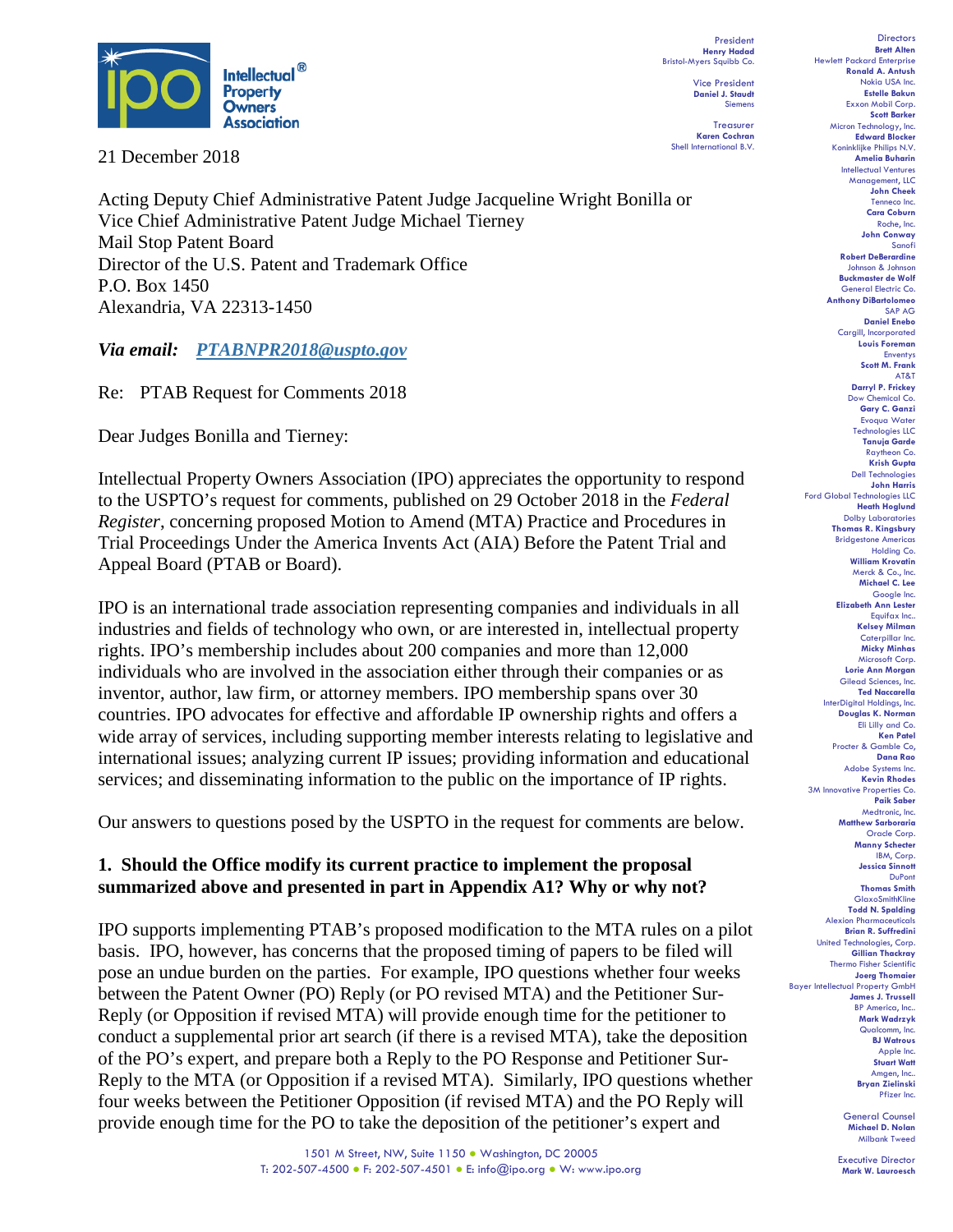Intellectual Property Owners Association

President
**Henry Hadad**
Bristol-Myers Squibb Co.

Vice President
**Daniel J. Staudt**
Siemens

Treasurer
**Karen Cochran**
Shell International B.V.

Directors
**Brett Alten** Hewlett Packard Enterprise
**Ronald A. Antush** Nokia USA Inc.
**Estelle Bakun** Exxon Mobil Corp.
**Scott Barker** Micron Technology, Inc.
**Edward Blocker** Koninklijke Philips N.V.
**Amelia Buharin** Intellectual Ventures Management, LLC
**John Cheek** Tenneco Inc.
**Cara Coburn** Roche, Inc.
**John Conway** Sanofi
**Robert DeBerardine** Johnson & Johnson
**Buckmaster de Wolf** General Electric Co.
**Anthony DiBartolomeo** SAP AG
**Daniel Enebo** Cargill, Incorporated
**Louis Foreman** Enventys
**Scott M. Frank** AT&T
**Darryl P. Frickey** Dow Chemical Co.
**Gary C. Ganzi** Evoqua Water Technologies LLC
**Tanuja Garde** Raytheon Co.
**Krish Gupta** Dell Technologies
**John Harris** Ford Global Technologies LLC
**Heath Hoglund** Dolby Laboratories
**Thomas R. Kingsbury** Bridgestone Americas Holding Co.
**William Krovatin** Merck & Co., Inc.
**Michael C. Lee** Google Inc.
**Elizabeth Ann Lester** Equifax Inc..
**Kelsey Milman** Caterpillar Inc.
**Micky Minhas** Microsoft Corp.
**Lorie Ann Morgan** Gilead Sciences, Inc.
**Ted Naccarella** InterDigital Holdings, Inc.
**Douglas K. Norman** Eli Lilly and Co.
**Ken Patel** Procter & Gamble Co,
**Dana Rao** Adobe Systems Inc.
**Kevin Rhodes** 3M Innovative Properties Co.
**Paik Saber** Medtronic, Inc.
**Matthew Sarboraria** Oracle Corp.
**Manny Schecter** IBM, Corp.
**Jessica Sinnott** DuPont
**Thomas Smith** GlaxoSmithKline
**Todd N. Spalding** Alexion Pharmaceuticals
**Brian R. Suffredini** United Technologies, Corp.
**Gillian Thackray** Thermo Fisher Scientific
**Joerg Thomaier** Bayer Intellectual Property GmbH
**James J. Trussell** BP America, Inc..
**Mark Wadrzyk** Qualcomm, Inc.
**BJ Watrous** Apple Inc.
**Stuart Watt** Amgen, Inc..
**Bryan Zielinski** Pfizer Inc.

General Counsel
**Michael D. Nolan**
Milbank Tweed

Executive Director
**Mark W. Lauroesch**

21 December 2018

Acting Deputy Chief Administrative Patent Judge Jacqueline Wright Bonilla or
Vice Chief Administrative Patent Judge Michael Tierney
Mail Stop Patent Board
Director of the U.S. Patent and Trademark Office
P.O. Box 1450
Alexandria, VA 22313-1450

***Via email:*** ***PTABNPR2018@uspto.gov***

Re: PTAB Request for Comments 2018

Dear Judges Bonilla and Tierney:

Intellectual Property Owners Association (IPO) appreciates the opportunity to respond to the USPTO's request for comments, published on 29 October 2018 in the *Federal Register*, concerning proposed Motion to Amend (MTA) Practice and Procedures in Trial Proceedings Under the America Invents Act (AIA) Before the Patent Trial and Appeal Board (PTAB or Board).

IPO is an international trade association representing companies and individuals in all industries and fields of technology who own, or are interested in, intellectual property rights. IPO's membership includes about 200 companies and more than 12,000 individuals who are involved in the association either through their companies or as inventor, author, law firm, or attorney members. IPO membership spans over 30 countries. IPO advocates for effective and affordable IP ownership rights and offers a wide array of services, including supporting member interests relating to legislative and international issues; analyzing current IP issues; providing information and educational services; and disseminating information to the public on the importance of IP rights.

Our answers to questions posed by the USPTO in the request for comments are below.

**1. Should the Office modify its current practice to implement the proposal summarized above and presented in part in Appendix A1? Why or why not?**

IPO supports implementing PTAB's proposed modification to the MTA rules on a pilot basis. IPO, however, has concerns that the proposed timing of papers to be filed will pose an undue burden on the parties. For example, IPO questions whether four weeks between the Patent Owner (PO) Reply (or PO revised MTA) and the Petitioner Sur-Reply (or Opposition if revised MTA) will provide enough time for the petitioner to conduct a supplemental prior art search (if there is a revised MTA), take the deposition of the PO's expert, and prepare both a Reply to the PO Response and Petitioner Sur-Reply to the MTA (or Opposition if a revised MTA). Similarly, IPO questions whether four weeks between the Petitioner Opposition (if revised MTA) and the PO Reply will provide enough time for the PO to take the deposition of the petitioner's expert and

1501 M Street, NW, Suite 1150 ● Washington, DC 20005
T: 202-507-4500 ● F: 202-507-4501 ● E: info@ipo.org ● W: www.ipo.org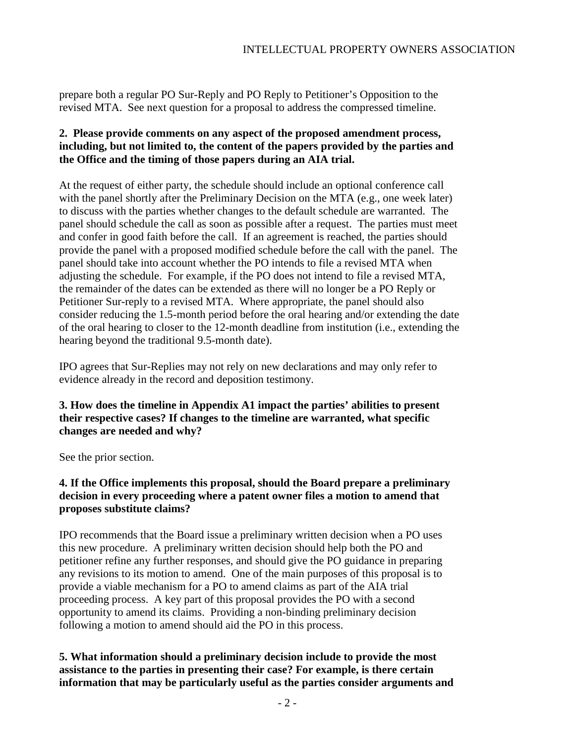prepare both a regular PO Sur-Reply and PO Reply to Petitioner's Opposition to the revised MTA. See next question for a proposal to address the compressed timeline.

**2. Please provide comments on any aspect of the proposed amendment process, including, but not limited to, the content of the papers provided by the parties and the Office and the timing of those papers during an AIA trial.**

At the request of either party, the schedule should include an optional conference call with the panel shortly after the Preliminary Decision on the MTA (e.g., one week later) to discuss with the parties whether changes to the default schedule are warranted. The panel should schedule the call as soon as possible after a request. The parties must meet and confer in good faith before the call. If an agreement is reached, the parties should provide the panel with a proposed modified schedule before the call with the panel. The panel should take into account whether the PO intends to file a revised MTA when adjusting the schedule. For example, if the PO does not intend to file a revised MTA, the remainder of the dates can be extended as there will no longer be a PO Reply or Petitioner Sur-reply to a revised MTA. Where appropriate, the panel should also consider reducing the 1.5-month period before the oral hearing and/or extending the date of the oral hearing to closer to the 12-month deadline from institution (i.e., extending the hearing beyond the traditional 9.5-month date).

IPO agrees that Sur-Replies may not rely on new declarations and may only refer to evidence already in the record and deposition testimony.

**3. How does the timeline in Appendix A1 impact the parties' abilities to present their respective cases? If changes to the timeline are warranted, what specific changes are needed and why?**

See the prior section.

**4. If the Office implements this proposal, should the Board prepare a preliminary decision in every proceeding where a patent owner files a motion to amend that proposes substitute claims?**

IPO recommends that the Board issue a preliminary written decision when a PO uses this new procedure. A preliminary written decision should help both the PO and petitioner refine any further responses, and should give the PO guidance in preparing any revisions to its motion to amend. One of the main purposes of this proposal is to provide a viable mechanism for a PO to amend claims as part of the AIA trial proceeding process. A key part of this proposal provides the PO with a second opportunity to amend its claims. Providing a non-binding preliminary decision following a motion to amend should aid the PO in this process.

**5. What information should a preliminary decision include to provide the most assistance to the parties in presenting their case? For example, is there certain information that may be particularly useful as the parties consider arguments and**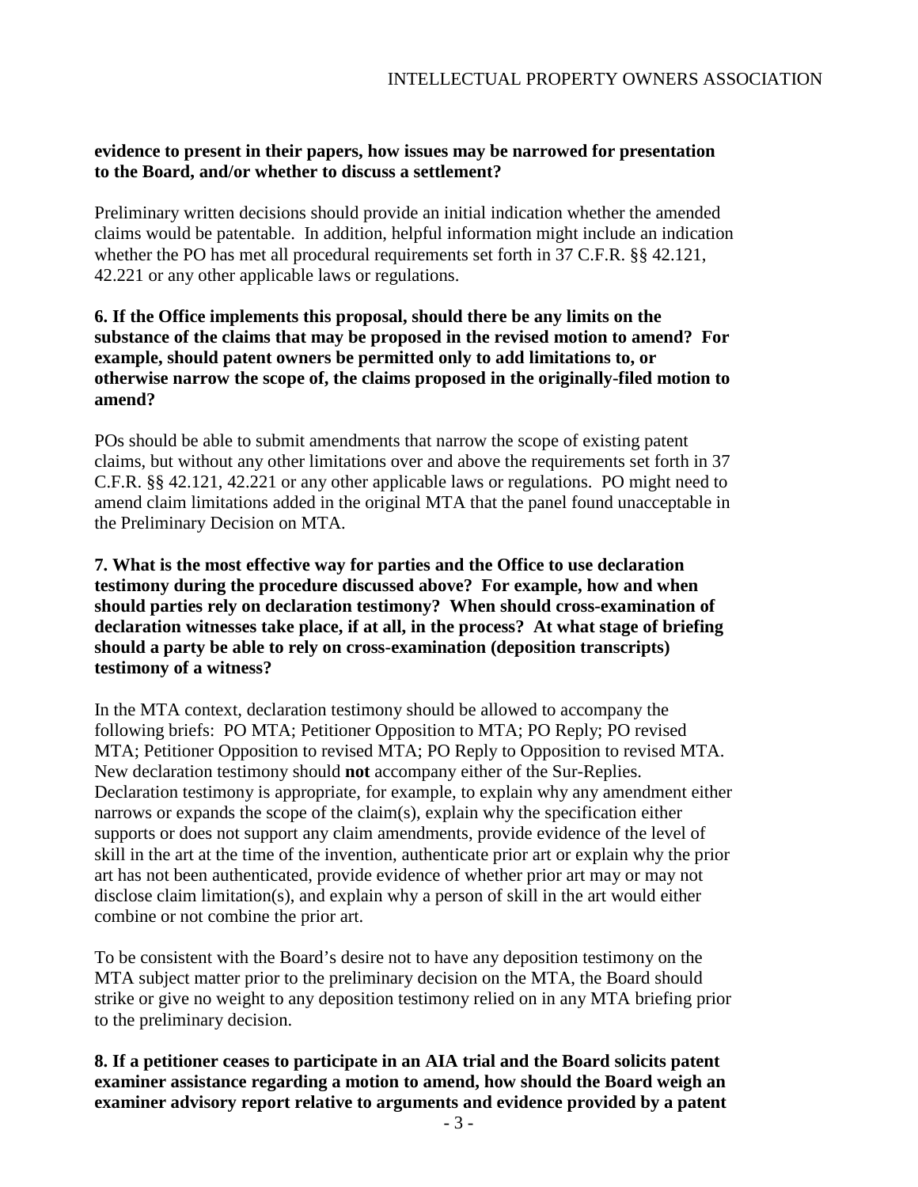**evidence to present in their papers, how issues may be narrowed for presentation to the Board, and/or whether to discuss a settlement?**

Preliminary written decisions should provide an initial indication whether the amended claims would be patentable. In addition, helpful information might include an indication whether the PO has met all procedural requirements set forth in 37 C.F.R. §§ 42.121, 42.221 or any other applicable laws or regulations.

**6. If the Office implements this proposal, should there be any limits on the substance of the claims that may be proposed in the revised motion to amend? For example, should patent owners be permitted only to add limitations to, or otherwise narrow the scope of, the claims proposed in the originally-filed motion to amend?**

POs should be able to submit amendments that narrow the scope of existing patent claims, but without any other limitations over and above the requirements set forth in 37 C.F.R. §§ 42.121, 42.221 or any other applicable laws or regulations. PO might need to amend claim limitations added in the original MTA that the panel found unacceptable in the Preliminary Decision on MTA.

**7. What is the most effective way for parties and the Office to use declaration testimony during the procedure discussed above? For example, how and when should parties rely on declaration testimony? When should cross-examination of declaration witnesses take place, if at all, in the process? At what stage of briefing should a party be able to rely on cross-examination (deposition transcripts) testimony of a witness?**

In the MTA context, declaration testimony should be allowed to accompany the following briefs: PO MTA; Petitioner Opposition to MTA; PO Reply; PO revised MTA; Petitioner Opposition to revised MTA; PO Reply to Opposition to revised MTA. New declaration testimony should **not** accompany either of the Sur-Replies. Declaration testimony is appropriate, for example, to explain why any amendment either narrows or expands the scope of the claim(s), explain why the specification either supports or does not support any claim amendments, provide evidence of the level of skill in the art at the time of the invention, authenticate prior art or explain why the prior art has not been authenticated, provide evidence of whether prior art may or may not disclose claim limitation(s), and explain why a person of skill in the art would either combine or not combine the prior art.

To be consistent with the Board's desire not to have any deposition testimony on the MTA subject matter prior to the preliminary decision on the MTA, the Board should strike or give no weight to any deposition testimony relied on in any MTA briefing prior to the preliminary decision.

**8. If a petitioner ceases to participate in an AIA trial and the Board solicits patent examiner assistance regarding a motion to amend, how should the Board weigh an examiner advisory report relative to arguments and evidence provided by a patent**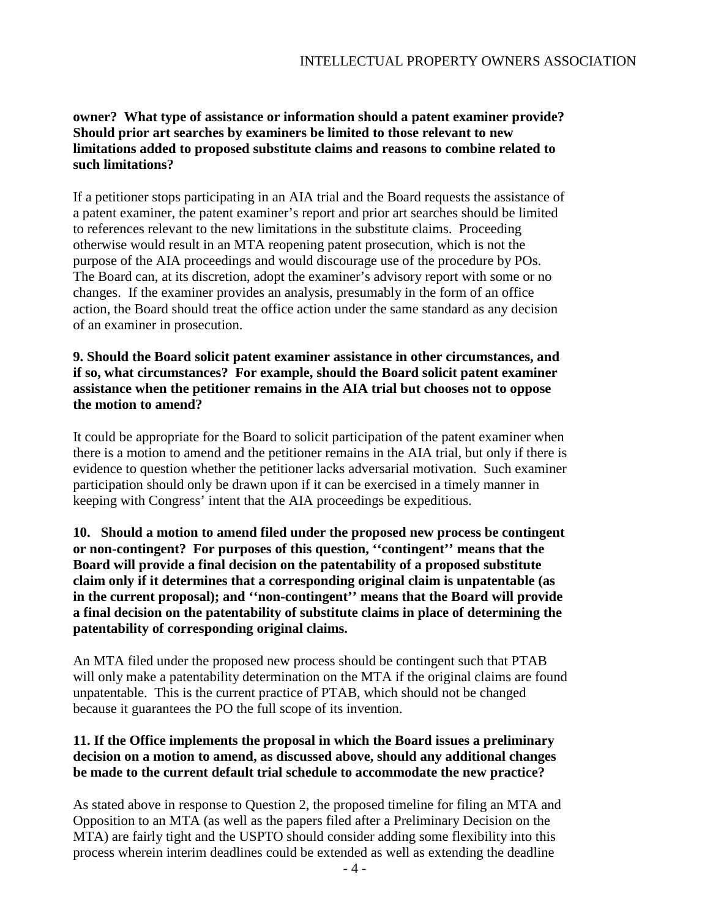**owner? What type of assistance or information should a patent examiner provide? Should prior art searches by examiners be limited to those relevant to new limitations added to proposed substitute claims and reasons to combine related to such limitations?**

If a petitioner stops participating in an AIA trial and the Board requests the assistance of a patent examiner, the patent examiner's report and prior art searches should be limited to references relevant to the new limitations in the substitute claims. Proceeding otherwise would result in an MTA reopening patent prosecution, which is not the purpose of the AIA proceedings and would discourage use of the procedure by POs. The Board can, at its discretion, adopt the examiner's advisory report with some or no changes. If the examiner provides an analysis, presumably in the form of an office action, the Board should treat the office action under the same standard as any decision of an examiner in prosecution.

**9. Should the Board solicit patent examiner assistance in other circumstances, and if so, what circumstances? For example, should the Board solicit patent examiner assistance when the petitioner remains in the AIA trial but chooses not to oppose the motion to amend?**

It could be appropriate for the Board to solicit participation of the patent examiner when there is a motion to amend and the petitioner remains in the AIA trial, but only if there is evidence to question whether the petitioner lacks adversarial motivation. Such examiner participation should only be drawn upon if it can be exercised in a timely manner in keeping with Congress' intent that the AIA proceedings be expeditious.

**10. Should a motion to amend filed under the proposed new process be contingent or non-contingent? For purposes of this question, ''contingent'' means that the Board will provide a final decision on the patentability of a proposed substitute claim only if it determines that a corresponding original claim is unpatentable (as in the current proposal); and ''non-contingent'' means that the Board will provide a final decision on the patentability of substitute claims in place of determining the patentability of corresponding original claims.**

An MTA filed under the proposed new process should be contingent such that PTAB will only make a patentability determination on the MTA if the original claims are found unpatentable. This is the current practice of PTAB, which should not be changed because it guarantees the PO the full scope of its invention.

**11. If the Office implements the proposal in which the Board issues a preliminary decision on a motion to amend, as discussed above, should any additional changes be made to the current default trial schedule to accommodate the new practice?**

As stated above in response to Question 2, the proposed timeline for filing an MTA and Opposition to an MTA (as well as the papers filed after a Preliminary Decision on the MTA) are fairly tight and the USPTO should consider adding some flexibility into this process wherein interim deadlines could be extended as well as extending the deadline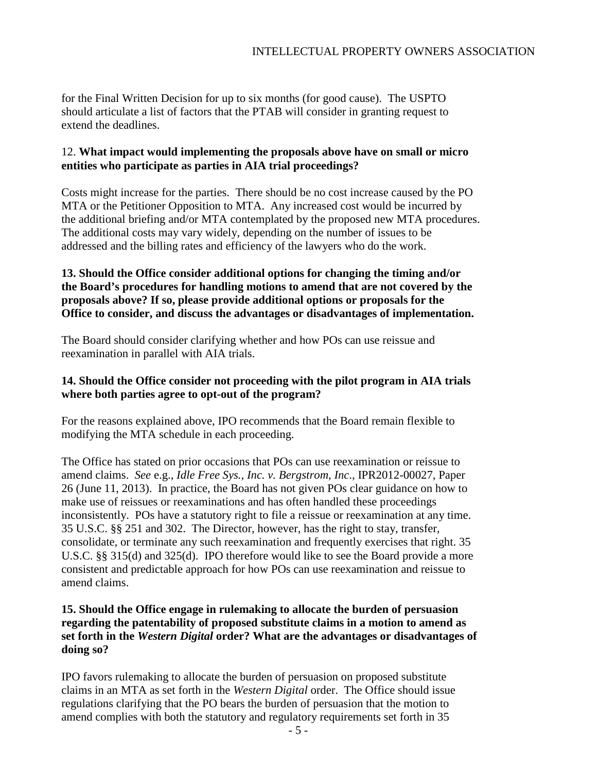for the Final Written Decision for up to six months (for good cause). The USPTO should articulate a list of factors that the PTAB will consider in granting request to extend the deadlines.

12. **What impact would implementing the proposals above have on small or micro entities who participate as parties in AIA trial proceedings?**

Costs might increase for the parties. There should be no cost increase caused by the PO MTA or the Petitioner Opposition to MTA. Any increased cost would be incurred by the additional briefing and/or MTA contemplated by the proposed new MTA procedures. The additional costs may vary widely, depending on the number of issues to be addressed and the billing rates and efficiency of the lawyers who do the work.

**13. Should the Office consider additional options for changing the timing and/or the Board's procedures for handling motions to amend that are not covered by the proposals above? If so, please provide additional options or proposals for the Office to consider, and discuss the advantages or disadvantages of implementation.**

The Board should consider clarifying whether and how POs can use reissue and reexamination in parallel with AIA trials.

**14. Should the Office consider not proceeding with the pilot program in AIA trials where both parties agree to opt-out of the program?**

For the reasons explained above, IPO recommends that the Board remain flexible to modifying the MTA schedule in each proceeding.

The Office has stated on prior occasions that POs can use reexamination or reissue to amend claims. *See* e.g., *Idle Free Sys., Inc. v. Bergstrom, Inc*., IPR2012-00027, Paper 26 (June 11, 2013). In practice, the Board has not given POs clear guidance on how to make use of reissues or reexaminations and has often handled these proceedings inconsistently. POs have a statutory right to file a reissue or reexamination at any time. 35 U.S.C. §§ 251 and 302. The Director, however, has the right to stay, transfer, consolidate, or terminate any such reexamination and frequently exercises that right. 35 U.S.C. §§ 315(d) and 325(d). IPO therefore would like to see the Board provide a more consistent and predictable approach for how POs can use reexamination and reissue to amend claims.

**15. Should the Office engage in rulemaking to allocate the burden of persuasion regarding the patentability of proposed substitute claims in a motion to amend as set forth in the *Western Digital* order? What are the advantages or disadvantages of doing so?**

IPO favors rulemaking to allocate the burden of persuasion on proposed substitute claims in an MTA as set forth in the *Western Digital* order. The Office should issue regulations clarifying that the PO bears the burden of persuasion that the motion to amend complies with both the statutory and regulatory requirements set forth in 35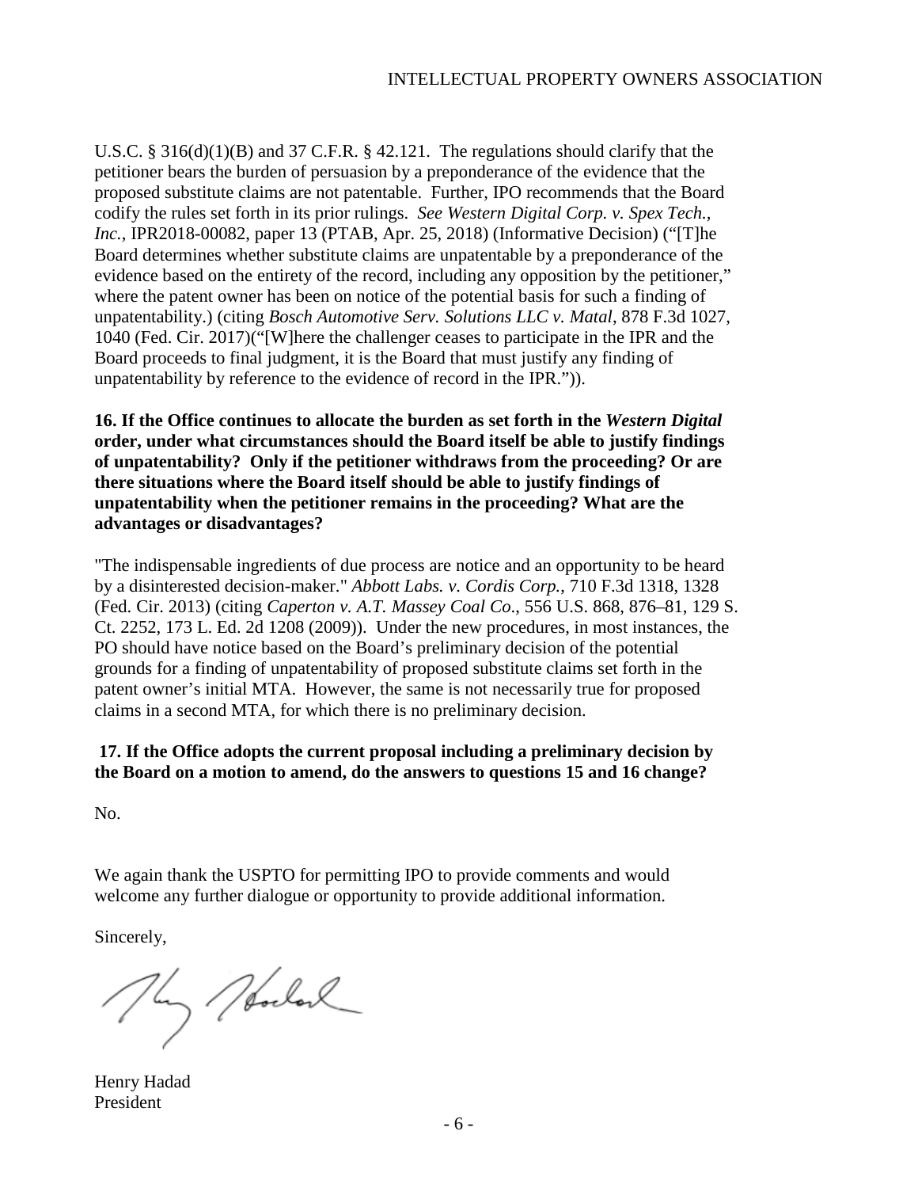U.S.C. § 316(d)(1)(B) and 37 C.F.R. § 42.121. The regulations should clarify that the petitioner bears the burden of persuasion by a preponderance of the evidence that the proposed substitute claims are not patentable. Further, IPO recommends that the Board codify the rules set forth in its prior rulings. *See Western Digital Corp. v. Spex Tech., Inc.*, IPR2018-00082, paper 13 (PTAB, Apr. 25, 2018) (Informative Decision) ("[T]he Board determines whether substitute claims are unpatentable by a preponderance of the evidence based on the entirety of the record, including any opposition by the petitioner," where the patent owner has been on notice of the potential basis for such a finding of unpatentability.) (citing *Bosch Automotive Serv. Solutions LLC v. Matal*, 878 F.3d 1027, 1040 (Fed. Cir. 2017)("[W]here the challenger ceases to participate in the IPR and the Board proceeds to final judgment, it is the Board that must justify any finding of unpatentability by reference to the evidence of record in the IPR.")).

**16. If the Office continues to allocate the burden as set forth in the *Western Digital* order, under what circumstances should the Board itself be able to justify findings of unpatentability? Only if the petitioner withdraws from the proceeding? Or are there situations where the Board itself should be able to justify findings of unpatentability when the petitioner remains in the proceeding? What are the advantages or disadvantages?**

"The indispensable ingredients of due process are notice and an opportunity to be heard by a disinterested decision-maker." *Abbott Labs. v. Cordis Corp.*, 710 F.3d 1318, 1328 (Fed. Cir. 2013) (citing *Caperton v. A.T. Massey Coal Co*., 556 U.S. 868, 876–81, 129 S. Ct. 2252, 173 L. Ed. 2d 1208 (2009)). Under the new procedures, in most instances, the PO should have notice based on the Board's preliminary decision of the potential grounds for a finding of unpatentability of proposed substitute claims set forth in the patent owner's initial MTA. However, the same is not necessarily true for proposed claims in a second MTA, for which there is no preliminary decision.

**17. If the Office adopts the current proposal including a preliminary decision by the Board on a motion to amend, do the answers to questions 15 and 16 change?**

No.

We again thank the USPTO for permitting IPO to provide comments and would welcome any further dialogue or opportunity to provide additional information.

Sincerely,

Henry Hadad
President